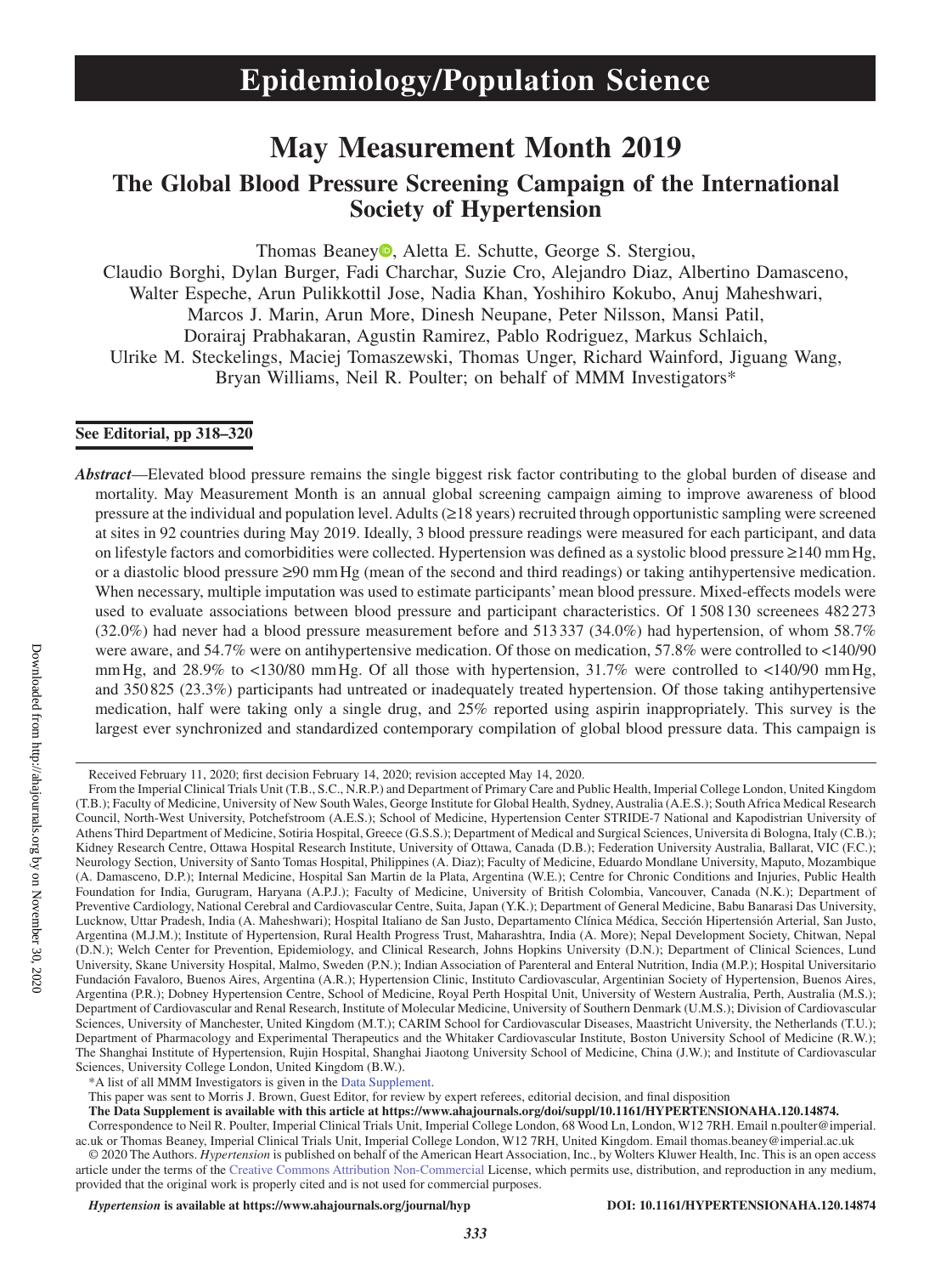# Epidemiology/Population Science

# May Measurement Month 2019

## The Global Blood Pressure Screening Campaign of the International Society of Hypertension

Thomas Beaney, Aletta E. Schutte, George S. Stergiou, Claudio Borghi, Dylan Burger, Fadi Charchar, Suzie Cro, Alejandro Diaz, Albertino Damasceno, Walter Espeche, Arun Pulikkottil Jose, Nadia Khan, Yoshihiro Kokubo, Anuj Maheshwari, Marcos J. Marin, Arun More, Dinesh Neupane, Peter Nilsson, Mansi Patil, Dorairaj Prabhakaran, Agustin Ramirez, Pablo Rodriguez, Markus Schlaich, Ulrike M. Steckelings, Maciej Tomaszewski, Thomas Unger, Richard Wainford, Jiguang Wang, Bryan Williams, Neil R. Poulter; on behalf of MMM Investigators*

**See Editorial, pp 318–320**

***Abstract***—Elevated blood pressure remains the single biggest risk factor contributing to the global burden of disease and mortality. May Measurement Month is an annual global screening campaign aiming to improve awareness of blood pressure at the individual and population level. Adults (≥18 years) recruited through opportunistic sampling were screened at sites in 92 countries during May 2019. Ideally, 3 blood pressure readings were measured for each participant, and data on lifestyle factors and comorbidities were collected. Hypertension was defined as a systolic blood pressure ≥140 mm Hg, or a diastolic blood pressure ≥90 mm Hg (mean of the second and third readings) or taking antihypertensive medication. When necessary, multiple imputation was used to estimate participants' mean blood pressure. Mixed-effects models were used to evaluate associations between blood pressure and participant characteristics. Of 1 508 130 screenees 482 273 (32.0%) had never had a blood pressure measurement before and 513 337 (34.0%) had hypertension, of whom 58.7% were aware, and 54.7% were on antihypertensive medication. Of those on medication, 57.8% were controlled to <140/90 mm Hg, and 28.9% to <130/80 mm Hg. Of all those with hypertension, 31.7% were controlled to <140/90 mm Hg, and 350 825 (23.3%) participants had untreated or inadequately treated hypertension. Of those taking antihypertensive medication, half were taking only a single drug, and 25% reported using aspirin inappropriately. This survey is the largest ever synchronized and standardized contemporary compilation of global blood pressure data. This campaign is

---

Received February 11, 2020; first decision February 14, 2020; revision accepted May 14, 2020.

From the Imperial Clinical Trials Unit (T.B., S.C., N.R.P.) and Department of Primary Care and Public Health, Imperial College London, United Kingdom (T.B.); Faculty of Medicine, University of New South Wales, George Institute for Global Health, Sydney, Australia (A.E.S.); South Africa Medical Research Council, North-West University, Potchefstroom (A.E.S.); School of Medicine, Hypertension Center STRIDE-7 National and Kapodistrian University of Athens Third Department of Medicine, Sotiria Hospital, Greece (G.S.S.); Department of Medical and Surgical Sciences, Universita di Bologna, Italy (C.B.); Kidney Research Centre, Ottawa Hospital Research Institute, University of Ottawa, Canada (D.B.); Federation University Australia, Ballarat, VIC (F.C.); Neurology Section, University of Santo Tomas Hospital, Philippines (A. Diaz); Faculty of Medicine, Eduardo Mondlane University, Maputo, Mozambique (A. Damasceno, D.P.); Internal Medicine, Hospital San Martin de la Plata, Argentina (W.E.); Centre for Chronic Conditions and Injuries, Public Health Foundation for India, Gurugram, Haryana (A.P.J.); Faculty of Medicine, University of British Colombia, Vancouver, Canada (N.K.); Department of Preventive Cardiology, National Cerebral and Cardiovascular Centre, Suita, Japan (Y.K.); Department of General Medicine, Babu Banarasi Das University, Lucknow, Uttar Pradesh, India (A. Maheshwari); Hospital Italiano de San Justo, Departamento Clínica Médica, Sección Hipertensión Arterial, San Justo, Argentina (M.J.M.); Institute of Hypertension, Rural Health Progress Trust, Maharashtra, India (A. More); Nepal Development Society, Chitwan, Nepal (D.N.); Welch Center for Prevention, Epidemiology, and Clinical Research, Johns Hopkins University (D.N.); Department of Clinical Sciences, Lund University, Skane University Hospital, Malmo, Sweden (P.N.); Indian Association of Parenteral and Enteral Nutrition, India (M.P.); Hospital Universitario Fundación Favaloro, Buenos Aires, Argentina (A.R.); Hypertension Clinic, Instituto Cardiovascular, Argentinian Society of Hypertension, Buenos Aires, Argentina (P.R.); Dobney Hypertension Centre, School of Medicine, Royal Perth Hospital Unit, University of Western Australia, Perth, Australia (M.S.); Department of Cardiovascular and Renal Research, Institute of Molecular Medicine, University of Southern Denmark (U.M.S.); Division of Cardiovascular Sciences, University of Manchester, United Kingdom (M.T.); CARIM School for Cardiovascular Diseases, Maastricht University, the Netherlands (T.U.); Department of Pharmacology and Experimental Therapeutics and the Whitaker Cardiovascular Institute, Boston University School of Medicine (R.W.); The Shanghai Institute of Hypertension, Rujin Hospital, Shanghai Jiaotong University School of Medicine, China (J.W.); and Institute of Cardiovascular Sciences, University College London, United Kingdom (B.W.).

*A list of all MMM Investigators is given in the Data Supplement.

This paper was sent to Morris J. Brown, Guest Editor, for review by expert referees, editorial decision, and final disposition

**The Data Supplement is available with this article at https://www.ahajournals.org/doi/suppl/10.1161/HYPERTENSIONAHA.120.14874.**

Correspondence to Neil R. Poulter, Imperial Clinical Trials Unit, Imperial College London, 68 Wood Ln, London, W12 7RH. Email n.poulter@imperial.ac.uk or Thomas Beaney, Imperial Clinical Trials Unit, Imperial College London, W12 7RH, United Kingdom. Email thomas.beaney@imperial.ac.uk

© 2020 The Authors. *Hypertension* is published on behalf of the American Heart Association, Inc., by Wolters Kluwer Health, Inc. This is an open access article under the terms of the Creative Commons Attribution Non-Commercial License, which permits use, distribution, and reproduction in any medium, provided that the original work is properly cited and is not used for commercial purposes.

*Hypertension* is available at https://www.ahajournals.org/journal/hyp DOI: 10.1161/HYPERTENSIONAHA.120.14874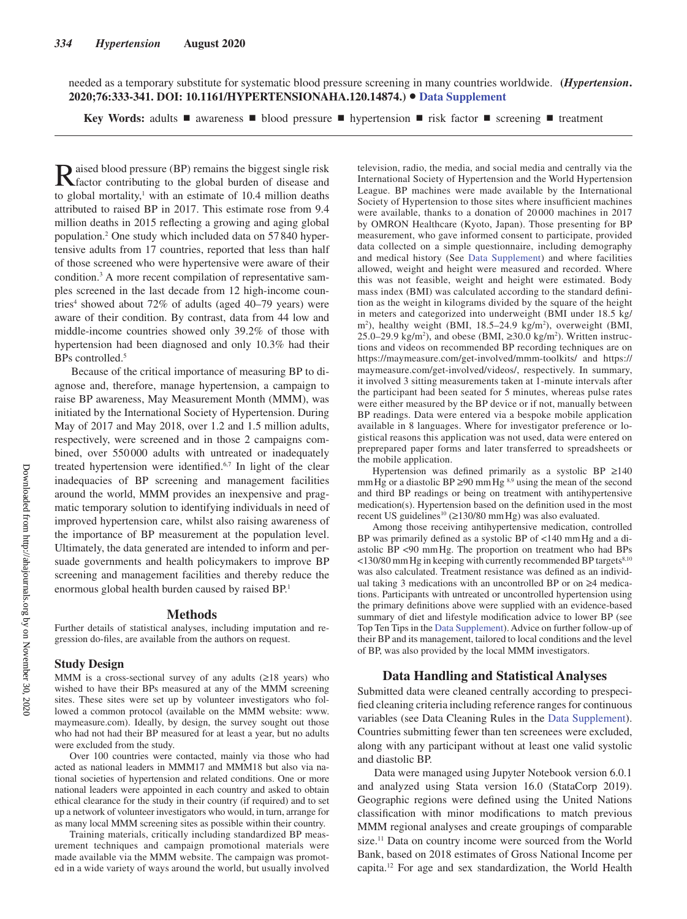needed as a temporary substitute for systematic blood pressure screening in many countries worldwide. **(*Hypertension*. 2020;76:333-341. DOI: 10.1161/HYPERTENSIONAHA.120.14874.)** • **Data Supplement**

**Key Words:** adults ■ awareness ■ blood pressure ■ hypertension ■ risk factor ■ screening ■ treatment

Raised blood pressure (BP) remains the biggest single risk factor contributing to the global burden of disease and to global mortality,[1] with an estimate of 10.4 million deaths attributed to raised BP in 2017. This estimate rose from 9.4 million deaths in 2015 reflecting a growing and aging global population.[2] One study which included data on 57 840 hypertensive adults from 17 countries, reported that less than half of those screened who were hypertensive were aware of their condition.[3] A more recent compilation of representative samples screened in the last decade from 12 high-income countries[4] showed about 72% of adults (aged 40–79 years) were aware of their condition. By contrast, data from 44 low and middle-income countries showed only 39.2% of those with hypertension had been diagnosed and only 10.3% had their BPs controlled.[5]

Because of the critical importance of measuring BP to diagnose and, therefore, manage hypertension, a campaign to raise BP awareness, May Measurement Month (MMM), was initiated by the International Society of Hypertension. During May of 2017 and May 2018, over 1.2 and 1.5 million adults, respectively, were screened and in those 2 campaigns combined, over 550 000 adults with untreated or inadequately treated hypertension were identified.[6,7] In light of the clear inadequacies of BP screening and management facilities around the world, MMM provides an inexpensive and pragmatic temporary solution to identifying individuals in need of improved hypertension care, whilst also raising awareness of the importance of BP measurement at the population level. Ultimately, the data generated are intended to inform and persuade governments and health policymakers to improve BP screening and management facilities and thereby reduce the enormous global health burden caused by raised BP.[1]

## Methods

Further details of statistical analyses, including imputation and regression do-files, are available from the authors on request.

### Study Design

MMM is a cross-sectional survey of any adults (≥18 years) who wished to have their BPs measured at any of the MMM screening sites. These sites were set up by volunteer investigators who followed a common protocol (available on the MMM website: www.maymeasure.com). Ideally, by design, the survey sought out those who had not had their BP measured for at least a year, but no adults were excluded from the study.

Over 100 countries were contacted, mainly via those who had acted as national leaders in MMM17 and MMM18 but also via national societies of hypertension and related conditions. One or more national leaders were appointed in each country and asked to obtain ethical clearance for the study in their country (if required) and to set up a network of volunteer investigators who would, in turn, arrange for as many local MMM screening sites as possible within their country.

Training materials, critically including standardized BP measurement techniques and campaign promotional materials were made available via the MMM website. The campaign was promoted in a wide variety of ways around the world, but usually involved television, radio, the media, and social media and centrally via the International Society of Hypertension and the World Hypertension League. BP machines were made available by the International Society of Hypertension to those sites where insufficient machines were available, thanks to a donation of 20 000 machines in 2017 by OMRON Healthcare (Kyoto, Japan). Those presenting for BP measurement, who gave informed consent to participate, provided data collected on a simple questionnaire, including demography and medical history (See Data Supplement) and where facilities allowed, weight and height were measured and recorded. Where this was not feasible, weight and height were estimated. Body mass index (BMI) was calculated according to the standard definition as the weight in kilograms divided by the square of the height in meters and categorized into underweight (BMI under 18.5 kg/m²), healthy weight (BMI, 18.5–24.9 kg/m²), overweight (BMI, 25.0–29.9 kg/m²), and obese (BMI, ≥30.0 kg/m²). Written instructions and videos on recommended BP recording techniques are on https://maymeasure.com/get-involved/mmm-toolkits/ and https://maymeasure.com/get-involved/videos/, respectively. In summary, it involved 3 sitting measurements taken at 1-minute intervals after the participant had been seated for 5 minutes, whereas pulse rates were either measured by the BP device or if not, manually between BP readings. Data were entered via a bespoke mobile application available in 8 languages. Where for investigator preference or logistical reasons this application was not used, data were entered on preprepared paper forms and later transferred to spreadsheets or the mobile application.

Hypertension was defined primarily as a systolic BP ≥140 mm Hg or a diastolic BP ≥90 mm Hg [8,9] using the mean of the second and third BP readings or being on treatment with antihypertensive medication(s). Hypertension based on the definition used in the most recent US guidelines[10] (≥130/80 mm Hg) was also evaluated.

Among those receiving antihypertensive medication, controlled BP was primarily defined as a systolic BP of <140 mm Hg and a diastolic BP <90 mm Hg. The proportion on treatment who had BPs <130/80 mm Hg in keeping with currently recommended BP targets[8,10] was also calculated. Treatment resistance was defined as an individual taking 3 medications with an uncontrolled BP or on ≥4 medications. Participants with untreated or uncontrolled hypertension using the primary definitions above were supplied with an evidence-based summary of diet and lifestyle modification advice to lower BP (see Top Ten Tips in the Data Supplement). Advice on further follow-up of their BP and its management, tailored to local conditions and the level of BP, was also provided by the local MMM investigators.

## Data Handling and Statistical Analyses

Submitted data were cleaned centrally according to prespecified cleaning criteria including reference ranges for continuous variables (see Data Cleaning Rules in the Data Supplement). Countries submitting fewer than ten screenees were excluded, along with any participant without at least one valid systolic and diastolic BP.

Data were managed using Jupyter Notebook version 6.0.1 and analyzed using Stata version 16.0 (StataCorp 2019). Geographic regions were defined using the United Nations classification with minor modifications to match previous MMM regional analyses and create groupings of comparable size.[11] Data on country income were sourced from the World Bank, based on 2018 estimates of Gross National Income per capita.[12] For age and sex standardization, the World Health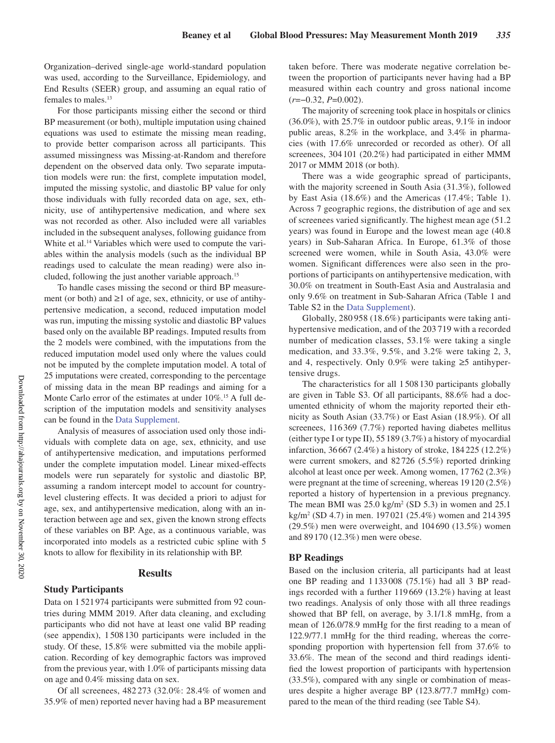Organization–derived single-age world-standard population was used, according to the Surveillance, Epidemiology, and End Results (SEER) group, and assuming an equal ratio of females to males.[13]

For those participants missing either the second or third BP measurement (or both), multiple imputation using chained equations was used to estimate the missing mean reading, to provide better comparison across all participants. This assumed missingness was Missing-at-Random and therefore dependent on the observed data only. Two separate imputation models were run: the first, complete imputation model, imputed the missing systolic, and diastolic BP value for only those individuals with fully recorded data on age, sex, ethnicity, use of antihypertensive medication, and where sex was not recorded as other. Also included were all variables included in the subsequent analyses, following guidance from White et al.[14] Variables which were used to compute the variables within the analysis models (such as the individual BP readings used to calculate the mean reading) were also included, following the just another variable approach.[15]

To handle cases missing the second or third BP measurement (or both) and ≥1 of age, sex, ethnicity, or use of antihypertensive medication, a second, reduced imputation model was run, imputing the missing systolic and diastolic BP values based only on the available BP readings. Imputed results from the 2 models were combined, with the imputations from the reduced imputation model used only where the values could not be imputed by the complete imputation model. A total of 25 imputations were created, corresponding to the percentage of missing data in the mean BP readings and aiming for a Monte Carlo error of the estimates at under 10%.[15] A full description of the imputation models and sensitivity analyses can be found in the Data Supplement.

Analysis of measures of association used only those individuals with complete data on age, sex, ethnicity, and use of antihypertensive medication, and imputations performed under the complete imputation model. Linear mixed-effects models were run separately for systolic and diastolic BP, assuming a random intercept model to account for country-level clustering effects. It was decided a priori to adjust for age, sex, and antihypertensive medication, along with an interaction between age and sex, given the known strong effects of these variables on BP. Age, as a continuous variable, was incorporated into models as a restricted cubic spline with 5 knots to allow for flexibility in its relationship with BP.

## Results

### Study Participants

Data on 1 521 974 participants were submitted from 92 countries during MMM 2019. After data cleaning, and excluding participants who did not have at least one valid BP reading (see appendix), 1 508 130 participants were included in the study. Of these, 15.8% were submitted via the mobile application. Recording of key demographic factors was improved from the previous year, with 1.0% of participants missing data on age and 0.4% missing data on sex.

Of all screenees, 482 273 (32.0%: 28.4% of women and 35.9% of men) reported never having had a BP measurement taken before. There was moderate negative correlation between the proportion of participants never having had a BP measured within each country and gross national income ($r$=−0.32, $P$=0.002).

The majority of screening took place in hospitals or clinics (36.0%), with 25.7% in outdoor public areas, 9.1% in indoor public areas, 8.2% in the workplace, and 3.4% in pharmacies (with 17.6% unrecorded or recorded as other). Of all screenees, 304 101 (20.2%) had participated in either MMM 2017 or MMM 2018 (or both).

There was a wide geographic spread of participants, with the majority screened in South Asia (31.3%), followed by East Asia (18.6%) and the Americas (17.4%; Table 1). Across 7 geographic regions, the distribution of age and sex of screenees varied significantly. The highest mean age (51.2 years) was found in Europe and the lowest mean age (40.8 years) in Sub-Saharan Africa. In Europe, 61.3% of those screened were women, while in South Asia, 43.0% were women. Significant differences were also seen in the proportions of participants on antihypertensive medication, with 30.0% on treatment in South-East Asia and Australasia and only 9.6% on treatment in Sub-Saharan Africa (Table 1 and Table S2 in the Data Supplement).

Globally, 280 958 (18.6%) participants were taking antihypertensive medication, and of the 203 719 with a recorded number of medication classes, 53.1% were taking a single medication, and 33.3%, 9.5%, and 3.2% were taking 2, 3, and 4, respectively. Only 0.9% were taking ≥5 antihypertensive drugs.

The characteristics for all 1 508 130 participants globally are given in Table S3. Of all participants, 88.6% had a documented ethnicity of whom the majority reported their ethnicity as South Asian (33.7%) or East Asian (18.9%). Of all screenees, 116 369 (7.7%) reported having diabetes mellitus (either type I or type II), 55 189 (3.7%) a history of myocardial infarction, 36 667 (2.4%) a history of stroke, 184 225 (12.2%) were current smokers, and 82 726 (5.5%) reported drinking alcohol at least once per week. Among women, 17 762 (2.3%) were pregnant at the time of screening, whereas 19 120 (2.5%) reported a history of hypertension in a previous pregnancy. The mean BMI was 25.0 kg/m$^2$ (SD 5.3) in women and 25.1 kg/m$^2$ (SD 4.7) in men. 197 021 (25.4%) women and 214 395 (29.5%) men were overweight, and 104 690 (13.5%) women and 89 170 (12.3%) men were obese.

### BP Readings

Based on the inclusion criteria, all participants had at least one BP reading and 1 133 008 (75.1%) had all 3 BP readings recorded with a further 119 669 (13.2%) having at least two readings. Analysis of only those with all three readings showed that BP fell, on average, by 3.1/1.8 mmHg, from a mean of 126.0/78.9 mmHg for the first reading to a mean of 122.9/77.1 mmHg for the third reading, whereas the corresponding proportion with hypertension fell from 37.6% to 33.6%. The mean of the second and third readings identified the lowest proportion of participants with hypertension (33.5%), compared with any single or combination of measures despite a higher average BP (123.8/77.7 mmHg) compared to the mean of the third reading (see Table S4).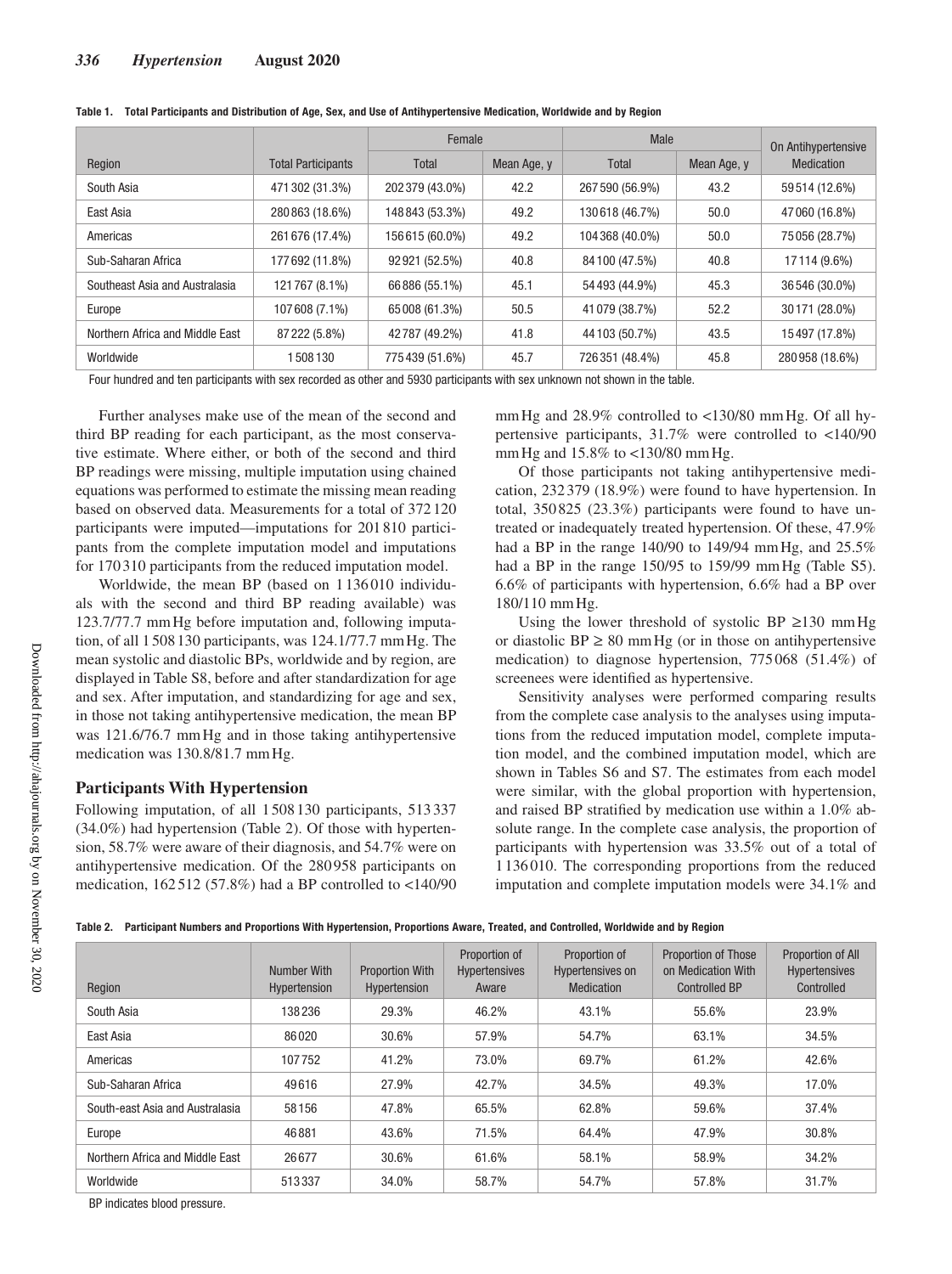**Table 1. Total Participants and Distribution of Age, Sex, and Use of Antihypertensive Medication, Worldwide and by Region**

| Region | Total Participants | Female | | Male | | On Antihypertensive Medication |
|---|---|---|---|---|---|---|
| | | Total | Mean Age, y | Total | Mean Age, y | |
| South Asia | 471 302 (31.3%) | 202 379 (43.0%) | 42.2 | 267 590 (56.9%) | 43.2 | 59 514 (12.6%) |
| East Asia | 280 863 (18.6%) | 148 843 (53.3%) | 49.2 | 130 618 (46.7%) | 50.0 | 47 060 (16.8%) |
| Americas | 261 676 (17.4%) | 156 615 (60.0%) | 49.2 | 104 368 (40.0%) | 50.0 | 75 056 (28.7%) |
| Sub-Saharan Africa | 177 692 (11.8%) | 92 921 (52.5%) | 40.8 | 84 100 (47.5%) | 40.8 | 17 114 (9.6%) |
| Southeast Asia and Australasia | 121 767 (8.1%) | 66 886 (55.1%) | 45.1 | 54 493 (44.9%) | 45.3 | 36 546 (30.0%) |
| Europe | 107 608 (7.1%) | 65 008 (61.3%) | 50.5 | 41 079 (38.7%) | 52.2 | 30 171 (28.0%) |
| Northern Africa and Middle East | 87 222 (5.8%) | 42 787 (49.2%) | 41.8 | 44 103 (50.7%) | 43.5 | 15 497 (17.8%) |
| Worldwide | 1 508 130 | 775 439 (51.6%) | 45.7 | 726 351 (48.4%) | 45.8 | 280 958 (18.6%) |

Four hundred and ten participants with sex recorded as other and 5930 participants with sex unknown not shown in the table.

Further analyses make use of the mean of the second and third BP reading for each participant, as the most conservative estimate. Where either, or both of the second and third BP readings were missing, multiple imputation using chained equations was performed to estimate the missing mean reading based on observed data. Measurements for a total of 372 120 participants were imputed—imputations for 201 810 participants from the complete imputation model and imputations for 170 310 participants from the reduced imputation model.

Worldwide, the mean BP (based on 1 136 010 individuals with the second and third BP reading available) was 123.7/77.7 mm Hg before imputation and, following imputation, of all 1 508 130 participants, was 124.1/77.7 mm Hg. The mean systolic and diastolic BPs, worldwide and by region, are displayed in Table S8, before and after standardization for age and sex. After imputation, and standardizing for age and sex, in those not taking antihypertensive medication, the mean BP was 121.6/76.7 mm Hg and in those taking antihypertensive medication was 130.8/81.7 mm Hg.

## Participants With Hypertension

Following imputation, of all 1 508 130 participants, 513 337 (34.0%) had hypertension (Table 2). Of those with hypertension, 58.7% were aware of their diagnosis, and 54.7% were on antihypertensive medication. Of the 280 958 participants on medication, 162 512 (57.8%) had a BP controlled to <140/90 mm Hg and 28.9% controlled to <130/80 mm Hg. Of all hypertensive participants, 31.7% were controlled to <140/90 mm Hg and 15.8% to <130/80 mm Hg.

Of those participants not taking antihypertensive medication, 232 379 (18.9%) were found to have hypertension. In total, 350 825 (23.3%) participants were found to have untreated or inadequately treated hypertension. Of these, 47.9% had a BP in the range 140/90 to 149/94 mm Hg, and 25.5% had a BP in the range 150/95 to 159/99 mm Hg (Table S5). 6.6% of participants with hypertension, 6.6% had a BP over 180/110 mm Hg.

Using the lower threshold of systolic BP ≥130 mm Hg or diastolic BP ≥ 80 mm Hg (or in those on antihypertensive medication) to diagnose hypertension, 775 068 (51.4%) of screenees were identified as hypertensive.

Sensitivity analyses were performed comparing results from the complete case analysis to the analyses using imputations from the reduced imputation model, complete imputation model, and the combined imputation model, which are shown in Tables S6 and S7. The estimates from each model were similar, with the global proportion with hypertension, and raised BP stratified by medication use within a 1.0% absolute range. In the complete case analysis, the proportion of participants with hypertension was 33.5% out of a total of 1 136 010. The corresponding proportions from the reduced imputation and complete imputation models were 34.1% and

**Table 2. Participant Numbers and Proportions With Hypertension, Proportions Aware, Treated, and Controlled, Worldwide and by Region**

| Region | Number With Hypertension | Proportion With Hypertension | Proportion of Hypertensives Aware | Proportion of Hypertensives on Medication | Proportion of Those on Medication With Controlled BP | Proportion of All Hypertensives Controlled |
|---|---|---|---|---|---|---|
| South Asia | 138236 | 29.3% | 46.2% | 43.1% | 55.6% | 23.9% |
| East Asia | 86020 | 30.6% | 57.9% | 54.7% | 63.1% | 34.5% |
| Americas | 107752 | 41.2% | 73.0% | 69.7% | 61.2% | 42.6% |
| Sub-Saharan Africa | 49616 | 27.9% | 42.7% | 34.5% | 49.3% | 17.0% |
| South-east Asia and Australasia | 58156 | 47.8% | 65.5% | 62.8% | 59.6% | 37.4% |
| Europe | 46881 | 43.6% | 71.5% | 64.4% | 47.9% | 30.8% |
| Northern Africa and Middle East | 26677 | 30.6% | 61.6% | 58.1% | 58.9% | 34.2% |
| Worldwide | 513337 | 34.0% | 58.7% | 54.7% | 57.8% | 31.7% |

BP indicates blood pressure.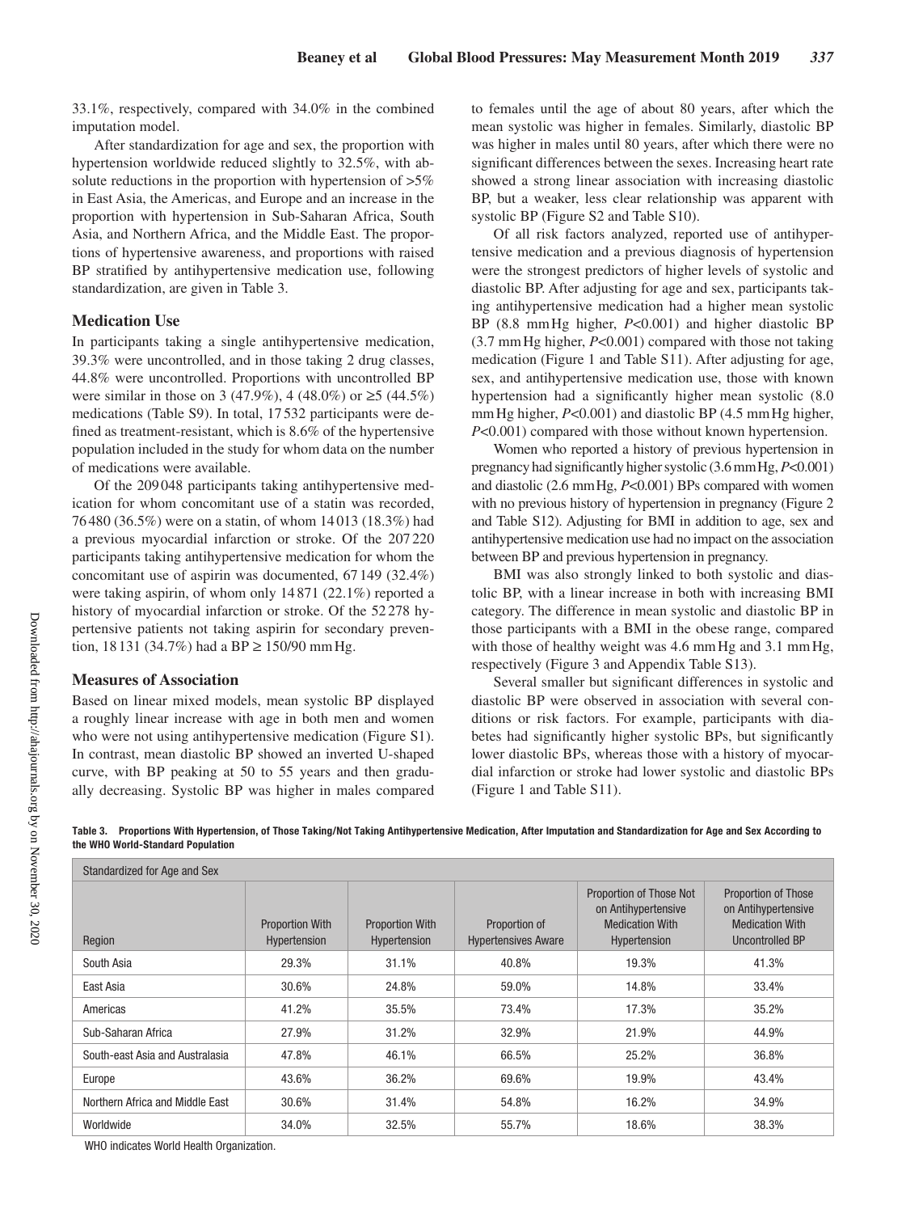33.1%, respectively, compared with 34.0% in the combined imputation model.

After standardization for age and sex, the proportion with hypertension worldwide reduced slightly to 32.5%, with absolute reductions in the proportion with hypertension of >5% in East Asia, the Americas, and Europe and an increase in the proportion with hypertension in Sub-Saharan Africa, South Asia, and Northern Africa, and the Middle East. The proportions of hypertensive awareness, and proportions with raised BP stratified by antihypertensive medication use, following standardization, are given in Table 3.

### Medication Use

In participants taking a single antihypertensive medication, 39.3% were uncontrolled, and in those taking 2 drug classes, 44.8% were uncontrolled. Proportions with uncontrolled BP were similar in those on 3 (47.9%), 4 (48.0%) or ≥5 (44.5%) medications (Table S9). In total, 17 532 participants were defined as treatment-resistant, which is 8.6% of the hypertensive population included in the study for whom data on the number of medications were available.

Of the 209 048 participants taking antihypertensive medication for whom concomitant use of a statin was recorded, 76 480 (36.5%) were on a statin, of whom 14 013 (18.3%) had a previous myocardial infarction or stroke. Of the 207 220 participants taking antihypertensive medication for whom the concomitant use of aspirin was documented, 67 149 (32.4%) were taking aspirin, of whom only 14 871 (22.1%) reported a history of myocardial infarction or stroke. Of the 52 278 hypertensive patients not taking aspirin for secondary prevention, 18 131 (34.7%) had a BP ≥ 150/90 mm Hg.

### Measures of Association

Based on linear mixed models, mean systolic BP displayed a roughly linear increase with age in both men and women who were not using antihypertensive medication (Figure S1). In contrast, mean diastolic BP showed an inverted U-shaped curve, with BP peaking at 50 to 55 years and then gradually decreasing. Systolic BP was higher in males compared to females until the age of about 80 years, after which the mean systolic was higher in females. Similarly, diastolic BP was higher in males until 80 years, after which there were no significant differences between the sexes. Increasing heart rate showed a strong linear association with increasing diastolic BP, but a weaker, less clear relationship was apparent with systolic BP (Figure S2 and Table S10).

Of all risk factors analyzed, reported use of antihypertensive medication and a previous diagnosis of hypertension were the strongest predictors of higher levels of systolic and diastolic BP. After adjusting for age and sex, participants taking antihypertensive medication had a higher mean systolic BP (8.8 mm Hg higher, *P*<0.001) and higher diastolic BP (3.7 mm Hg higher, *P*<0.001) compared with those not taking medication (Figure 1 and Table S11). After adjusting for age, sex, and antihypertensive medication use, those with known hypertension had a significantly higher mean systolic (8.0 mm Hg higher, *P*<0.001) and diastolic BP (4.5 mm Hg higher, *P*<0.001) compared with those without known hypertension.

Women who reported a history of previous hypertension in pregnancy had significantly higher systolic (3.6 mm Hg, *P*<0.001) and diastolic (2.6 mm Hg, *P*<0.001) BPs compared with women with no previous history of hypertension in pregnancy (Figure 2 and Table S12). Adjusting for BMI in addition to age, sex and antihypertensive medication use had no impact on the association between BP and previous hypertension in pregnancy.

BMI was also strongly linked to both systolic and diastolic BP, with a linear increase in both with increasing BMI category. The difference in mean systolic and diastolic BP in those participants with a BMI in the obese range, compared with those of healthy weight was 4.6 mm Hg and 3.1 mm Hg, respectively (Figure 3 and Appendix Table S13).

Several smaller but significant differences in systolic and diastolic BP were observed in association with several conditions or risk factors. For example, participants with diabetes had significantly higher systolic BPs, but significantly lower diastolic BPs, whereas those with a history of myocardial infarction or stroke had lower systolic and diastolic BPs (Figure 1 and Table S11).

**Table 3. Proportions With Hypertension, of Those Taking/Not Taking Antihypertensive Medication, After Imputation and Standardization for Age and Sex According to the WHO World-Standard Population**

| Standardized for Age and Sex | | | | | |
|---|---|---|---|---|---|
| Region | Proportion With Hypertension | Proportion With Hypertension | Proportion of Hypertensives Aware | Proportion of Those Not on Antihypertensive Medication With Hypertension | Proportion of Those on Antihypertensive Medication With Uncontrolled BP |
| South Asia | 29.3% | 31.1% | 40.8% | 19.3% | 41.3% |
| East Asia | 30.6% | 24.8% | 59.0% | 14.8% | 33.4% |
| Americas | 41.2% | 35.5% | 73.4% | 17.3% | 35.2% |
| Sub-Saharan Africa | 27.9% | 31.2% | 32.9% | 21.9% | 44.9% |
| South-east Asia and Australasia | 47.8% | 46.1% | 66.5% | 25.2% | 36.8% |
| Europe | 43.6% | 36.2% | 69.6% | 19.9% | 43.4% |
| Northern Africa and Middle East | 30.6% | 31.4% | 54.8% | 16.2% | 34.9% |
| Worldwide | 34.0% | 32.5% | 55.7% | 18.6% | 38.3% |

WHO indicates World Health Organization.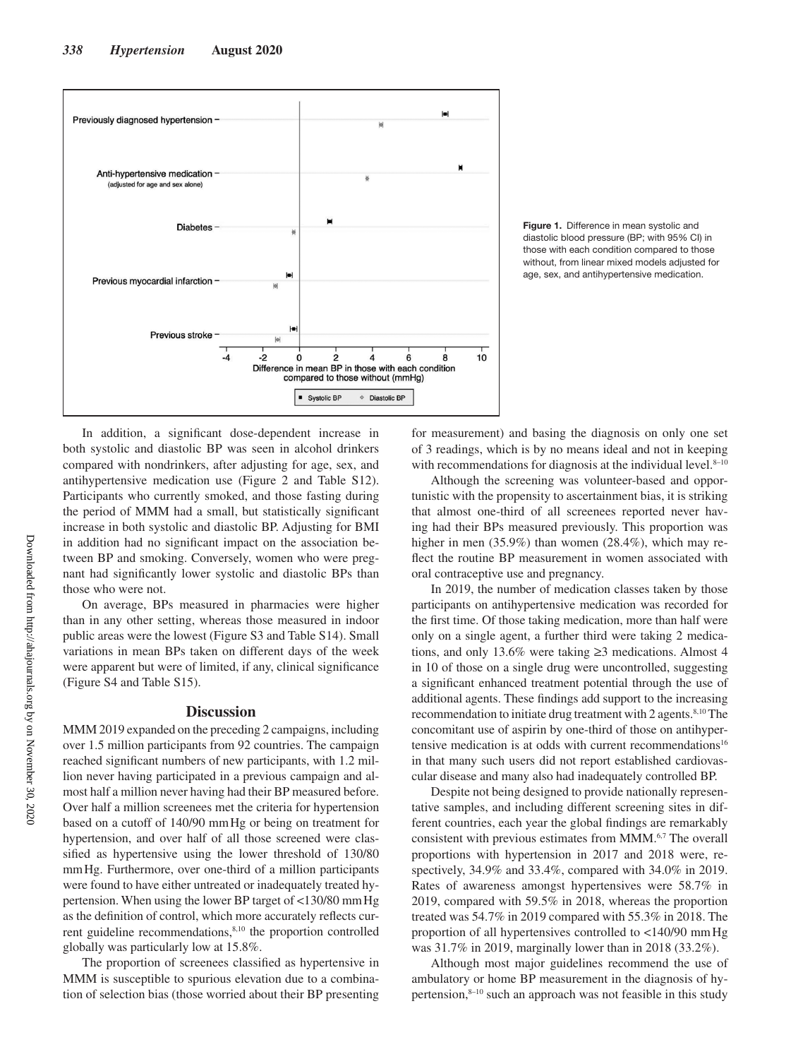Figure 1. Difference in mean systolic and diastolic blood pressure (BP; with 95% CI) in those with each condition compared to those without, from linear mixed models adjusted for age, sex, and antihypertensive medication.

In addition, a significant dose-dependent increase in both systolic and diastolic BP was seen in alcohol drinkers compared with nondrinkers, after adjusting for age, sex, and antihypertensive medication use (Figure 2 and Table S12). Participants who currently smoked, and those fasting during the period of MMM had a small, but statistically significant increase in both systolic and diastolic BP. Adjusting for BMI in addition had no significant impact on the association between BP and smoking. Conversely, women who were pregnant had significantly lower systolic and diastolic BPs than those who were not.

On average, BPs measured in pharmacies were higher than in any other setting, whereas those measured in indoor public areas were the lowest (Figure S3 and Table S14). Small variations in mean BPs taken on different days of the week were apparent but were of limited, if any, clinical significance (Figure S4 and Table S15).

## Discussion

MMM 2019 expanded on the preceding 2 campaigns, including over 1.5 million participants from 92 countries. The campaign reached significant numbers of new participants, with 1.2 million never having participated in a previous campaign and almost half a million never having had their BP measured before. Over half a million screenees met the criteria for hypertension based on a cutoff of 140/90 mmHg or being on treatment for hypertension, and over half of all those screened were classified as hypertensive using the lower threshold of 130/80 mmHg. Furthermore, over one-third of a million participants were found to have either untreated or inadequately treated hypertension. When using the lower BP target of <130/80 mmHg as the definition of control, which more accurately reflects current guideline recommendations,[8,10] the proportion controlled globally was particularly low at 15.8%.

The proportion of screenees classified as hypertensive in MMM is susceptible to spurious elevation due to a combination of selection bias (those worried about their BP presenting for measurement) and basing the diagnosis on only one set of 3 readings, which is by no means ideal and not in keeping with recommendations for diagnosis at the individual level.[8–10]

Although the screening was volunteer-based and opportunistic with the propensity to ascertainment bias, it is striking that almost one-third of all screenees reported never having had their BPs measured previously. This proportion was higher in men (35.9%) than women (28.4%), which may reflect the routine BP measurement in women associated with oral contraceptive use and pregnancy.

In 2019, the number of medication classes taken by those participants on antihypertensive medication was recorded for the first time. Of those taking medication, more than half were only on a single agent, a further third were taking 2 medications, and only 13.6% were taking ≥3 medications. Almost 4 in 10 of those on a single drug were uncontrolled, suggesting a significant enhanced treatment potential through the use of additional agents. These findings add support to the increasing recommendation to initiate drug treatment with 2 agents.[8,10] The concomitant use of aspirin by one-third of those on antihypertensive medication is at odds with current recommendations[16] in that many such users did not report established cardiovascular disease and many also had inadequately controlled BP.

Despite not being designed to provide nationally representative samples, and including different screening sites in different countries, each year the global findings are remarkably consistent with previous estimates from MMM.[6,7] The overall proportions with hypertension in 2017 and 2018 were, respectively, 34.9% and 33.4%, compared with 34.0% in 2019. Rates of awareness amongst hypertensives were 58.7% in 2019, compared with 59.5% in 2018, whereas the proportion treated was 54.7% in 2019 compared with 55.3% in 2018. The proportion of all hypertensives controlled to <140/90 mmHg was 31.7% in 2019, marginally lower than in 2018 (33.2%).

Although most major guidelines recommend the use of ambulatory or home BP measurement in the diagnosis of hypertension,[8–10] such an approach was not feasible in this study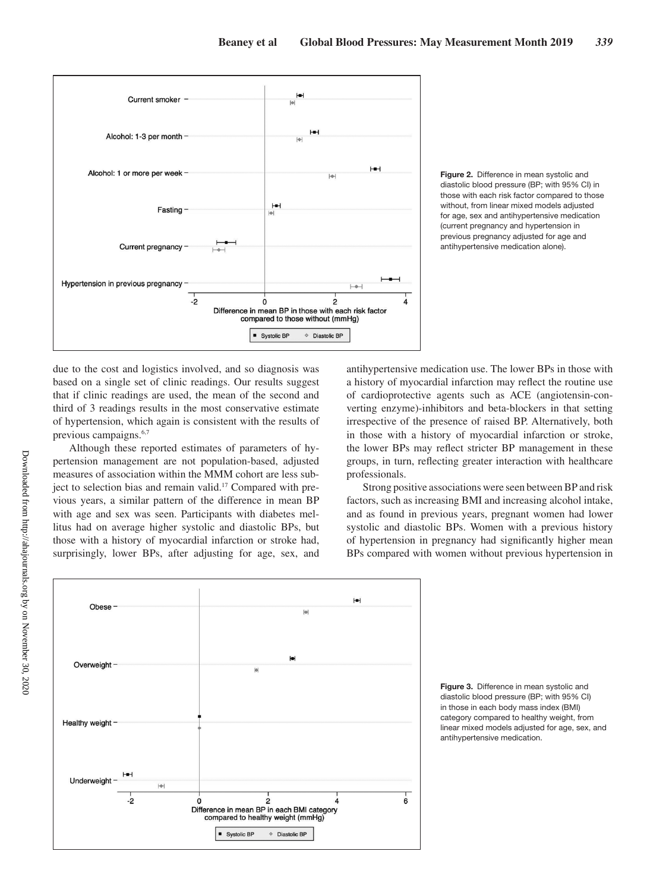Figure 2. Difference in mean systolic and diastolic blood pressure (BP; with 95% CI) in those with each risk factor compared to those without, from linear mixed models adjusted for age, sex and antihypertensive medication (current pregnancy and hypertension in previous pregnancy adjusted for age and antihypertensive medication alone).

due to the cost and logistics involved, and so diagnosis was based on a single set of clinic readings. Our results suggest that if clinic readings are used, the mean of the second and third of 3 readings results in the most conservative estimate of hypertension, which again is consistent with the results of previous campaigns.[6,7]

Although these reported estimates of parameters of hypertension management are not population-based, adjusted measures of association within the MMM cohort are less subject to selection bias and remain valid.[17] Compared with previous years, a similar pattern of the difference in mean BP with age and sex was seen. Participants with diabetes mellitus had on average higher systolic and diastolic BPs, but those with a history of myocardial infarction or stroke had, surprisingly, lower BPs, after adjusting for age, sex, and antihypertensive medication use. The lower BPs in those with a history of myocardial infarction may reflect the routine use of cardioprotective agents such as ACE (angiotensin-converting enzyme)-inhibitors and beta-blockers in that setting irrespective of the presence of raised BP. Alternatively, both in those with a history of myocardial infarction or stroke, the lower BPs may reflect stricter BP management in these groups, in turn, reflecting greater interaction with healthcare professionals.

Strong positive associations were seen between BP and risk factors, such as increasing BMI and increasing alcohol intake, and as found in previous years, pregnant women had lower systolic and diastolic BPs. Women with a previous history of hypertension in pregnancy had significantly higher mean BPs compared with women without previous hypertension in

Figure 3. Difference in mean systolic and diastolic blood pressure (BP; with 95% CI) in those in each body mass index (BMI) category compared to healthy weight, from linear mixed models adjusted for age, sex, and antihypertensive medication.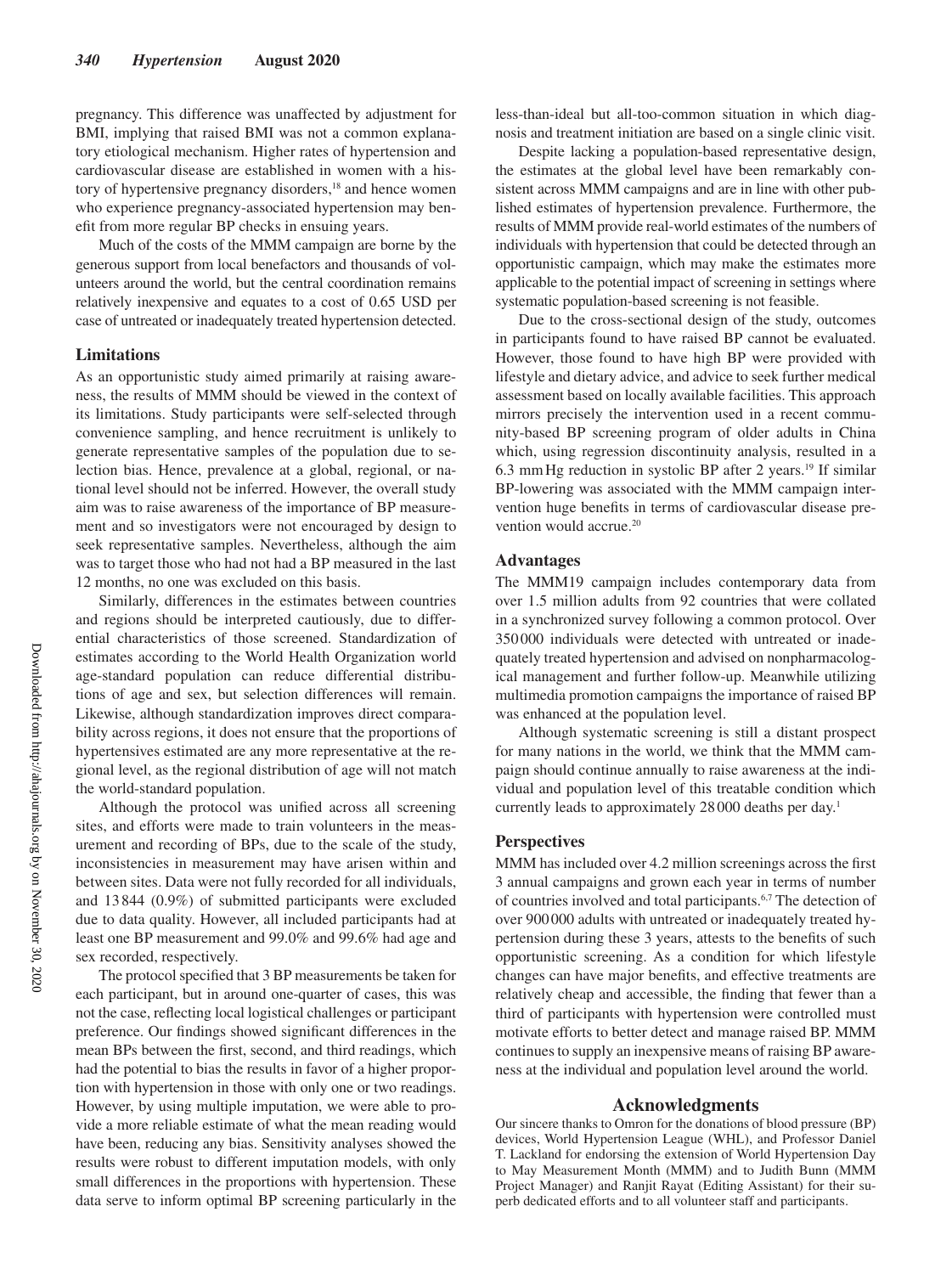pregnancy. This difference was unaffected by adjustment for BMI, implying that raised BMI was not a common explanatory etiological mechanism. Higher rates of hypertension and cardiovascular disease are established in women with a history of hypertensive pregnancy disorders,[18] and hence women who experience pregnancy-associated hypertension may benefit from more regular BP checks in ensuing years.

Much of the costs of the MMM campaign are borne by the generous support from local benefactors and thousands of volunteers around the world, but the central coordination remains relatively inexpensive and equates to a cost of 0.65 USD per case of untreated or inadequately treated hypertension detected.

## Limitations

As an opportunistic study aimed primarily at raising awareness, the results of MMM should be viewed in the context of its limitations. Study participants were self-selected through convenience sampling, and hence recruitment is unlikely to generate representative samples of the population due to selection bias. Hence, prevalence at a global, regional, or national level should not be inferred. However, the overall study aim was to raise awareness of the importance of BP measurement and so investigators were not encouraged by design to seek representative samples. Nevertheless, although the aim was to target those who had not had a BP measured in the last 12 months, no one was excluded on this basis.

Similarly, differences in the estimates between countries and regions should be interpreted cautiously, due to differential characteristics of those screened. Standardization of estimates according to the World Health Organization world age-standard population can reduce differential distributions of age and sex, but selection differences will remain. Likewise, although standardization improves direct comparability across regions, it does not ensure that the proportions of hypertensives estimated are any more representative at the regional level, as the regional distribution of age will not match the world-standard population.

Although the protocol was unified across all screening sites, and efforts were made to train volunteers in the measurement and recording of BPs, due to the scale of the study, inconsistencies in measurement may have arisen within and between sites. Data were not fully recorded for all individuals, and 13 844 (0.9%) of submitted participants were excluded due to data quality. However, all included participants had at least one BP measurement and 99.0% and 99.6% had age and sex recorded, respectively.

The protocol specified that 3 BP measurements be taken for each participant, but in around one-quarter of cases, this was not the case, reflecting local logistical challenges or participant preference. Our findings showed significant differences in the mean BPs between the first, second, and third readings, which had the potential to bias the results in favor of a higher proportion with hypertension in those with only one or two readings. However, by using multiple imputation, we were able to provide a more reliable estimate of what the mean reading would have been, reducing any bias. Sensitivity analyses showed the results were robust to different imputation models, with only small differences in the proportions with hypertension. These data serve to inform optimal BP screening particularly in the less-than-ideal but all-too-common situation in which diagnosis and treatment initiation are based on a single clinic visit.

Despite lacking a population-based representative design, the estimates at the global level have been remarkably consistent across MMM campaigns and are in line with other published estimates of hypertension prevalence. Furthermore, the results of MMM provide real-world estimates of the numbers of individuals with hypertension that could be detected through an opportunistic campaign, which may make the estimates more applicable to the potential impact of screening in settings where systematic population-based screening is not feasible.

Due to the cross-sectional design of the study, outcomes in participants found to have raised BP cannot be evaluated. However, those found to have high BP were provided with lifestyle and dietary advice, and advice to seek further medical assessment based on locally available facilities. This approach mirrors precisely the intervention used in a recent community-based BP screening program of older adults in China which, using regression discontinuity analysis, resulted in a 6.3 mm Hg reduction in systolic BP after 2 years.[19] If similar BP-lowering was associated with the MMM campaign intervention huge benefits in terms of cardiovascular disease prevention would accrue.[20]

## Advantages

The MMM19 campaign includes contemporary data from over 1.5 million adults from 92 countries that were collated in a synchronized survey following a common protocol. Over 350 000 individuals were detected with untreated or inadequately treated hypertension and advised on nonpharmacological management and further follow-up. Meanwhile utilizing multimedia promotion campaigns the importance of raised BP was enhanced at the population level.

Although systematic screening is still a distant prospect for many nations in the world, we think that the MMM campaign should continue annually to raise awareness at the individual and population level of this treatable condition which currently leads to approximately 28 000 deaths per day.[1]

## Perspectives

MMM has included over 4.2 million screenings across the first 3 annual campaigns and grown each year in terms of number of countries involved and total participants.[6,7] The detection of over 900 000 adults with untreated or inadequately treated hypertension during these 3 years, attests to the benefits of such opportunistic screening. As a condition for which lifestyle changes can have major benefits, and effective treatments are relatively cheap and accessible, the finding that fewer than a third of participants with hypertension were controlled must motivate efforts to better detect and manage raised BP. MMM continues to supply an inexpensive means of raising BP awareness at the individual and population level around the world.

## Acknowledgments

Our sincere thanks to Omron for the donations of blood pressure (BP) devices, World Hypertension League (WHL), and Professor Daniel T. Lackland for endorsing the extension of World Hypertension Day to May Measurement Month (MMM) and to Judith Bunn (MMM Project Manager) and Ranjit Rayat (Editing Assistant) for their superb dedicated efforts and to all volunteer staff and participants.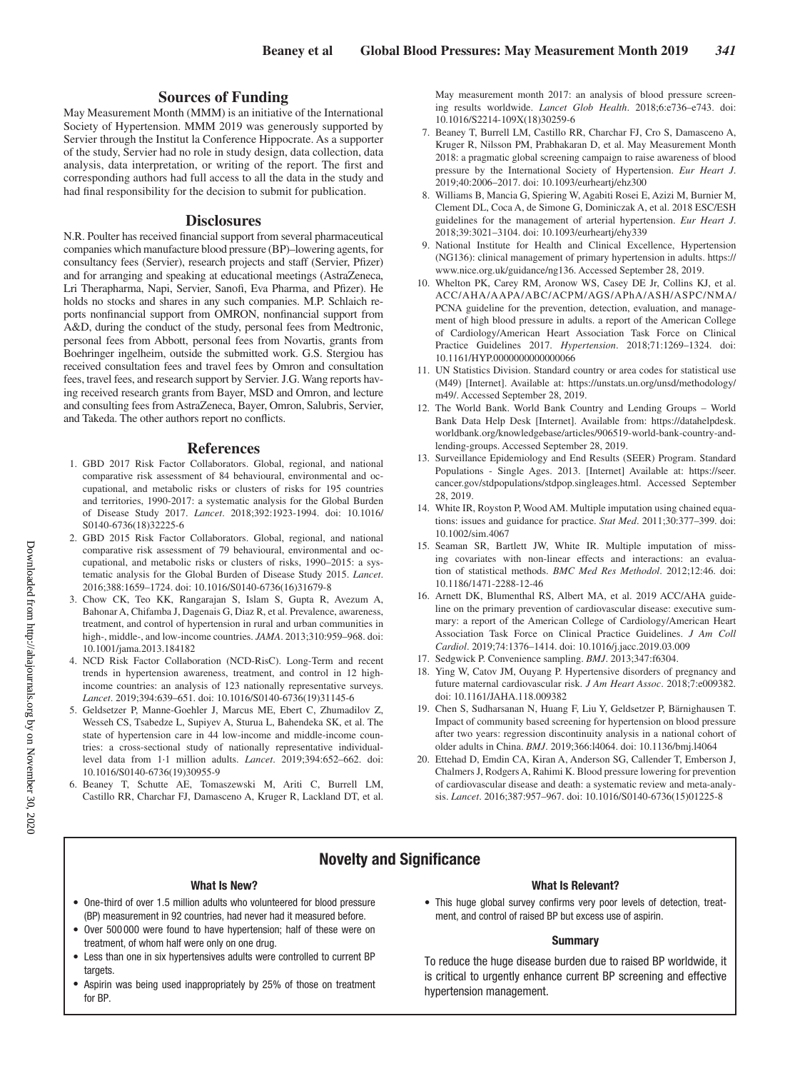## Sources of Funding

May Measurement Month (MMM) is an initiative of the International Society of Hypertension. MMM 2019 was generously supported by Servier through the Institut la Conference Hippocrate. As a supporter of the study, Servier had no role in study design, data collection, data analysis, data interpretation, or writing of the report. The first and corresponding authors had full access to all the data in the study and had final responsibility for the decision to submit for publication.

## Disclosures

N.R. Poulter has received financial support from several pharmaceutical companies which manufacture blood pressure (BP)–lowering agents, for consultancy fees (Servier), research projects and staff (Servier, Pfizer) and for arranging and speaking at educational meetings (AstraZeneca, Lri Therapharma, Napi, Servier, Sanofi, Eva Pharma, and Pfizer). He holds no stocks and shares in any such companies. M.P. Schlaich reports nonfinancial support from OMRON, nonfinancial support from A&D, during the conduct of the study, personal fees from Medtronic, personal fees from Abbott, personal fees from Novartis, grants from Boehringer ingelheim, outside the submitted work. G.S. Stergiou has received consultation fees and travel fees by Omron and consultation fees, travel fees, and research support by Servier. J.G. Wang reports having received research grants from Bayer, MSD and Omron, and lecture and consulting fees from AstraZeneca, Bayer, Omron, Salubris, Servier, and Takeda. The other authors report no conflicts.

## References

1. GBD 2017 Risk Factor Collaborators. Global, regional, and national comparative risk assessment of 84 behavioural, environmental and occupational, and metabolic risks or clusters of risks for 195 countries and territories, 1990-2017: a systematic analysis for the Global Burden of Disease Study 2017. *Lancet*. 2018;392:1923-1994. doi: 10.1016/S0140-6736(18)32225-6
2. GBD 2015 Risk Factor Collaborators. Global, regional, and national comparative risk assessment of 79 behavioural, environmental and occupational, and metabolic risks or clusters of risks, 1990–2015: a systematic analysis for the Global Burden of Disease Study 2015. *Lancet*. 2016;388:1659–1724. doi: 10.1016/S0140-6736(16)31679-8
3. Chow CK, Teo KK, Rangarajan S, Islam S, Gupta R, Avezum A, Bahonar A, Chifamba J, Dagenais G, Diaz R, et al. Prevalence, awareness, treatment, and control of hypertension in rural and urban communities in high-, middle-, and low-income countries. *JAMA*. 2013;310:959–968. doi: 10.1001/jama.2013.184182
4. NCD Risk Factor Collaboration (NCD-RisC). Long-Term and recent trends in hypertension awareness, treatment, and control in 12 high-income countries: an analysis of 123 nationally representative surveys. *Lancet*. 2019;394:639–651. doi: 10.1016/S0140-6736(19)31145-6
5. Geldsetzer P, Manne-Goehler J, Marcus ME, Ebert C, Zhumadilov Z, Wesseh CS, Tsabedze L, Supiyev A, Sturua L, Bahendeka SK, et al. The state of hypertension care in 44 low-income and middle-income countries: a cross-sectional study of nationally representative individual-level data from 1·1 million adults. *Lancet*. 2019;394:652–662. doi: 10.1016/S0140-6736(19)30955-9
6. Beaney T, Schutte AE, Tomaszewski M, Ariti C, Burrell LM, Castillo RR, Charchar FJ, Damasceno A, Kruger R, Lackland DT, et al. May measurement month 2017: an analysis of blood pressure screening results worldwide. *Lancet Glob Health*. 2018;6:e736–e743. doi: 10.1016/S2214-109X(18)30259-6
7. Beaney T, Burrell LM, Castillo RR, Charchar FJ, Cro S, Damasceno A, Kruger R, Nilsson PM, Prabhakaran D, et al. May Measurement Month 2018: a pragmatic global screening campaign to raise awareness of blood pressure by the International Society of Hypertension. *Eur Heart J*. 2019;40:2006–2017. doi: 10.1093/eurheartj/ehz300
8. Williams B, Mancia G, Spiering W, Agabiti Rosei E, Azizi M, Burnier M, Clement DL, Coca A, de Simone G, Dominiczak A, et al. 2018 ESC/ESH guidelines for the management of arterial hypertension. *Eur Heart J*. 2018;39:3021–3104. doi: 10.1093/eurheartj/ehy339
9. National Institute for Health and Clinical Excellence, Hypertension (NG136): clinical management of primary hypertension in adults. https://www.nice.org.uk/guidance/ng136. Accessed September 28, 2019.
10. Whelton PK, Carey RM, Aronow WS, Casey DE Jr, Collins KJ, et al. ACC/AHA/AAPA/ABC/ACPM/AGS/APhA/ASH/ASPC/NMA/PCNA guideline for the prevention, detection, evaluation, and management of high blood pressure in adults. a report of the American College of Cardiology/American Heart Association Task Force on Clinical Practice Guidelines 2017. *Hypertension*. 2018;71:1269–1324. doi: 10.1161/HYP.0000000000000066
11. UN Statistics Division. Standard country or area codes for statistical use (M49) [Internet]. Available at: https://unstats.un.org/unsd/methodology/m49/. Accessed September 28, 2019.
12. The World Bank. World Bank Country and Lending Groups – World Bank Data Help Desk [Internet]. Available from: https://datahelpdesk.worldbank.org/knowledgebase/articles/906519-world-bank-country-and-lending-groups. Accessed September 28, 2019.
13. Surveillance Epidemiology and End Results (SEER) Program. Standard Populations - Single Ages. 2013. [Internet] Available at: https://seer.cancer.gov/stdpopulations/stdpop.singleages.html. Accessed September 28, 2019.
14. White IR, Royston P, Wood AM. Multiple imputation using chained equations: issues and guidance for practice. *Stat Med*. 2011;30:377–399. doi: 10.1002/sim.4067
15. Seaman SR, Bartlett JW, White IR. Multiple imputation of missing covariates with non-linear effects and interactions: an evaluation of statistical methods. *BMC Med Res Methodol*. 2012;12:46. doi: 10.1186/1471-2288-12-46
16. Arnett DK, Blumenthal RS, Albert MA, et al. 2019 ACC/AHA guideline on the primary prevention of cardiovascular disease: executive summary: a report of the American College of Cardiology/American Heart Association Task Force on Clinical Practice Guidelines. *J Am Coll Cardiol*. 2019;74:1376–1414. doi: 10.1016/j.jacc.2019.03.009
17. Sedgwick P. Convenience sampling. *BMJ*. 2013;347:f6304.
18. Ying W, Catov JM, Ouyang P. Hypertensive disorders of pregnancy and future maternal cardiovascular risk. *J Am Heart Assoc*. 2018;7:e009382. doi: 10.1161/JAHA.118.009382
19. Chen S, Sudharsanan N, Huang F, Liu Y, Geldsetzer P, Bärnighausen T. Impact of community based screening for hypertension on blood pressure after two years: regression discontinuity analysis in a national cohort of older adults in China. *BMJ*. 2019;366:l4064. doi: 10.1136/bmj.l4064
20. Ettehad D, Emdin CA, Kiran A, Anderson SG, Callender T, Emberson J, Chalmers J, Rodgers A, Rahimi K. Blood pressure lowering for prevention of cardiovascular disease and death: a systematic review and meta-analysis. *Lancet*. 2016;387:957–967. doi: 10.1016/S0140-6736(15)01225-8

## Novelty and Significance

### What Is New?

- One-third of over 1.5 million adults who volunteered for blood pressure (BP) measurement in 92 countries, had never had it measured before.
- Over 500 000 were found to have hypertension; half of these were on treatment, of whom half were only on one drug.
- Less than one in six hypertensives adults were controlled to current BP targets.
- Aspirin was being used inappropriately by 25% of those on treatment for BP.

### What Is Relevant?

- This huge global survey confirms very poor levels of detection, treatment, and control of raised BP but excess use of aspirin.

### Summary

To reduce the huge disease burden due to raised BP worldwide, it is critical to urgently enhance current BP screening and effective hypertension management.